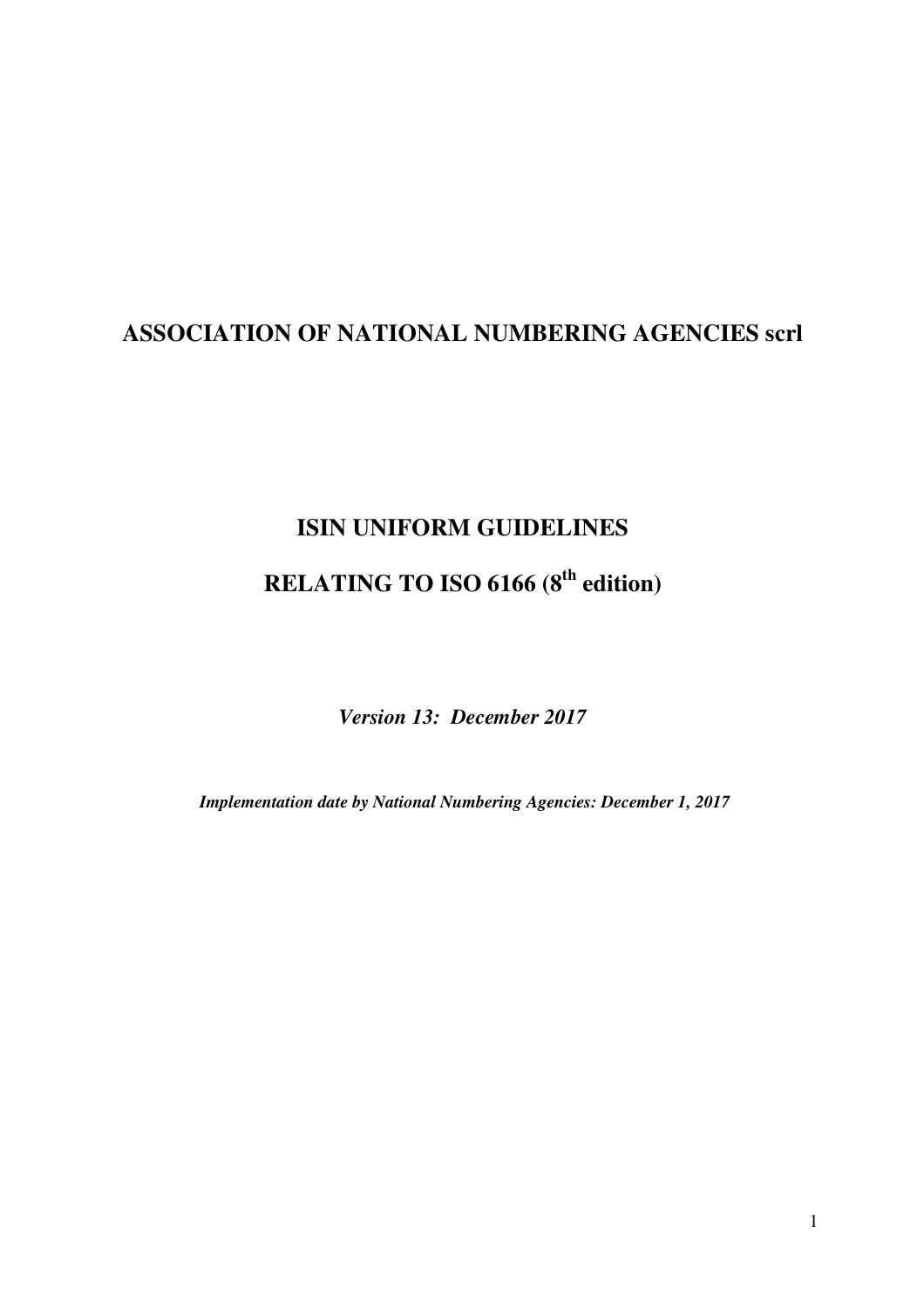# ASSOCIATION OF NATIONAL NUMBERING AGENCIES scrl

## ISIN UNIFORM GUIDELINES

## RELATING TO ISO 6166 (8th edition)

***Version 13: December 2017***

***Implementation date by National Numbering Agencies: December 1, 2017***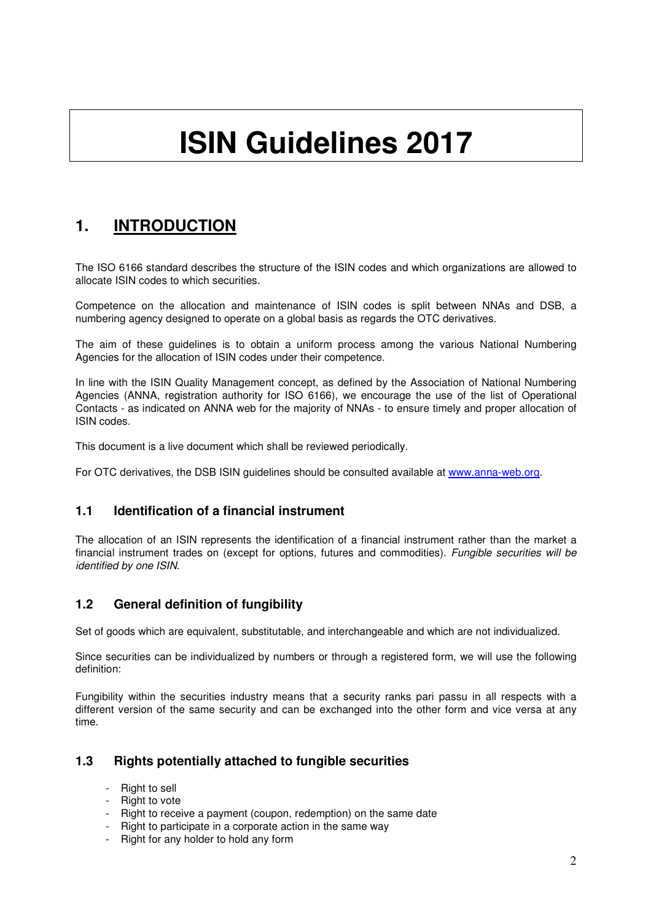# ISIN Guidelines 2017

## 1. INTRODUCTION

The ISO 6166 standard describes the structure of the ISIN codes and which organizations are allowed to allocate ISIN codes to which securities.

Competence on the allocation and maintenance of ISIN codes is split between NNAs and DSB, a numbering agency designed to operate on a global basis as regards the OTC derivatives.

The aim of these guidelines is to obtain a uniform process among the various National Numbering Agencies for the allocation of ISIN codes under their competence.

In line with the ISIN Quality Management concept, as defined by the Association of National Numbering Agencies (ANNA, registration authority for ISO 6166), we encourage the use of the list of Operational Contacts - as indicated on ANNA web for the majority of NNAs - to ensure timely and proper allocation of ISIN codes.

This document is a live document which shall be reviewed periodically.

For OTC derivatives, the DSB ISIN guidelines should be consulted available at www.anna-web.org.

### 1.1 Identification of a financial instrument

The allocation of an ISIN represents the identification of a financial instrument rather than the market a financial instrument trades on (except for options, futures and commodities). *Fungible securities will be identified by one ISIN.*

### 1.2 General definition of fungibility

Set of goods which are equivalent, substitutable, and interchangeable and which are not individualized.

Since securities can be individualized by numbers or through a registered form, we will use the following definition:

Fungibility within the securities industry means that a security ranks pari passu in all respects with a different version of the same security and can be exchanged into the other form and vice versa at any time.

### 1.3 Rights potentially attached to fungible securities

- Right to sell
- Right to vote
- Right to receive a payment (coupon, redemption) on the same date
- Right to participate in a corporate action in the same way
- Right for any holder to hold any form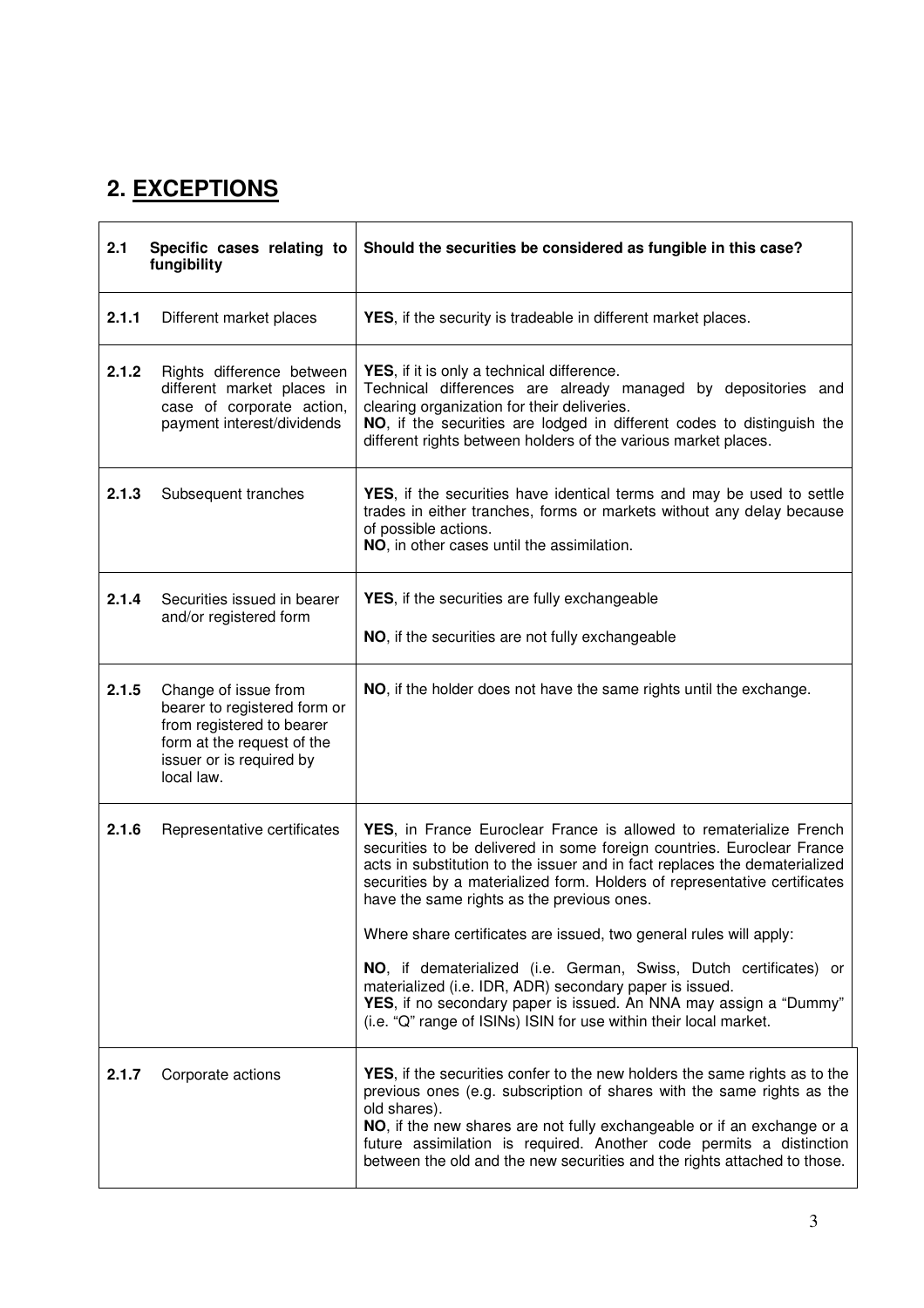## 2. EXCEPTIONS

| 2.1 Specific cases relating to fungibility | Should the securities be considered as fungible in this case? |
|---|---|
| **2.1.1** Different market places | **YES**, if the security is tradeable in different market places. |
| **2.1.2** Rights difference between different market places in case of corporate action, payment interest/dividends | **YES**, if it is only a technical difference.<br>Technical differences are already managed by depositories and clearing organization for their deliveries.<br>**NO**, if the securities are lodged in different codes to distinguish the different rights between holders of the various market places. |
| **2.1.3** Subsequent tranches | **YES**, if the securities have identical terms and may be used to settle trades in either tranches, forms or markets without any delay because of possible actions.<br>**NO**, in other cases until the assimilation. |
| **2.1.4** Securities issued in bearer and/or registered form | **YES**, if the securities are fully exchangeable<br><br>**NO**, if the securities are not fully exchangeable |
| **2.1.5** Change of issue from bearer to registered form or from registered to bearer form at the request of the issuer or is required by local law. | **NO**, if the holder does not have the same rights until the exchange. |
| **2.1.6** Representative certificates | **YES**, in France Euroclear France is allowed to rematerialize French securities to be delivered in some foreign countries. Euroclear France acts in substitution to the issuer and in fact replaces the dematerialized securities by a materialized form. Holders of representative certificates have the same rights as the previous ones.<br><br>Where share certificates are issued, two general rules will apply:<br><br>**NO**, if dematerialized (i.e. German, Swiss, Dutch certificates) or materialized (i.e. IDR, ADR) secondary paper is issued.<br>**YES**, if no secondary paper is issued. An NNA may assign a "Dummy" (i.e. "Q" range of ISINs) ISIN for use within their local market. |
| **2.1.7** Corporate actions | **YES**, if the securities confer to the new holders the same rights as to the previous ones (e.g. subscription of shares with the same rights as the old shares).<br>**NO**, if the new shares are not fully exchangeable or if an exchange or a future assimilation is required. Another code permits a distinction between the old and the new securities and the rights attached to those. |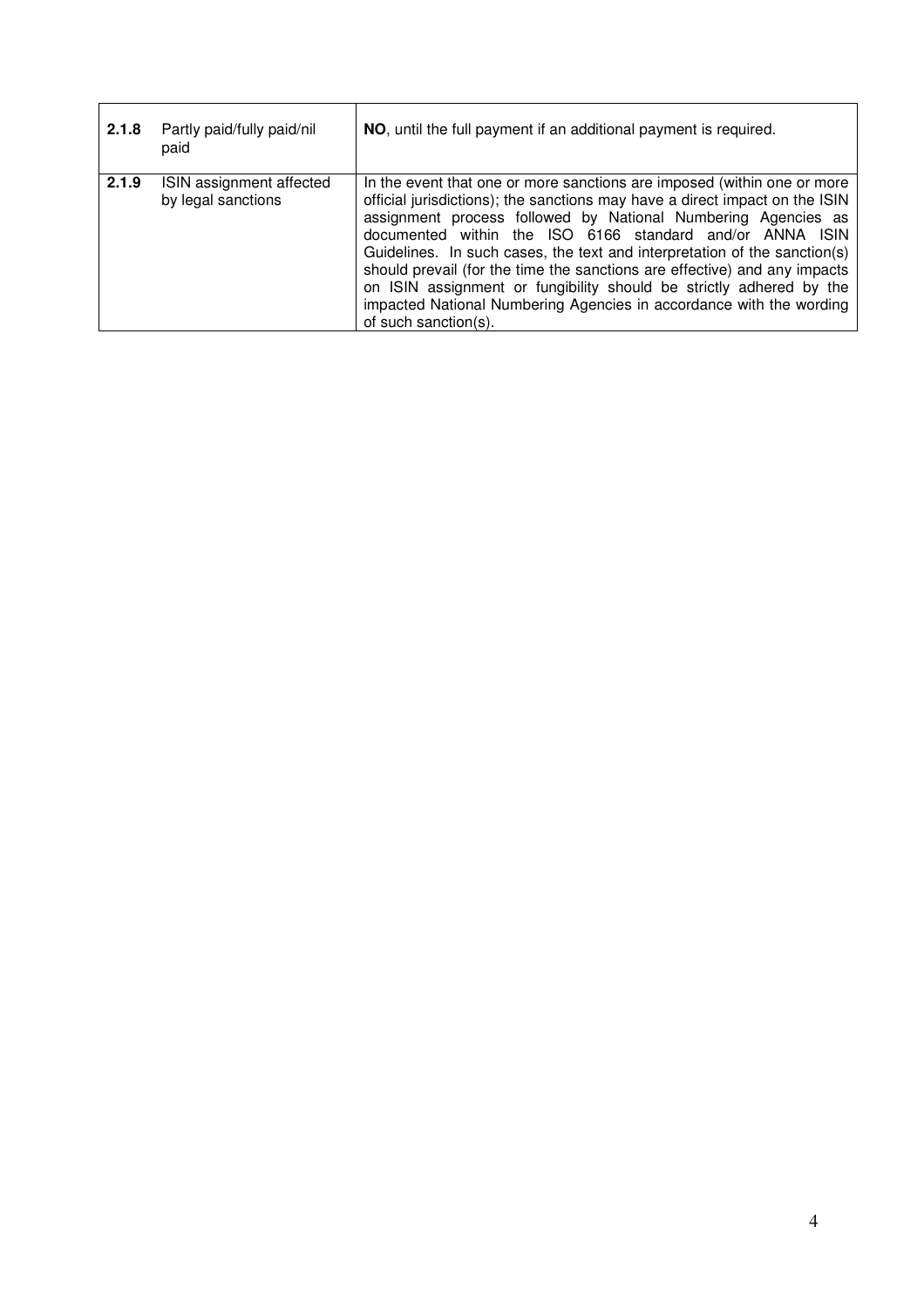| | | |
|---|---|---|
| **2.1.8** | Partly paid/fully paid/nil paid | **NO**, until the full payment if an additional payment is required. |
| **2.1.9** | ISIN assignment affected by legal sanctions | In the event that one or more sanctions are imposed (within one or more official jurisdictions); the sanctions may have a direct impact on the ISIN assignment process followed by National Numbering Agencies as documented within the ISO 6166 standard and/or ANNA ISIN Guidelines. In such cases, the text and interpretation of the sanction(s) should prevail (for the time the sanctions are effective) and any impacts on ISIN assignment or fungibility should be strictly adhered by the impacted National Numbering Agencies in accordance with the wording of such sanction(s). |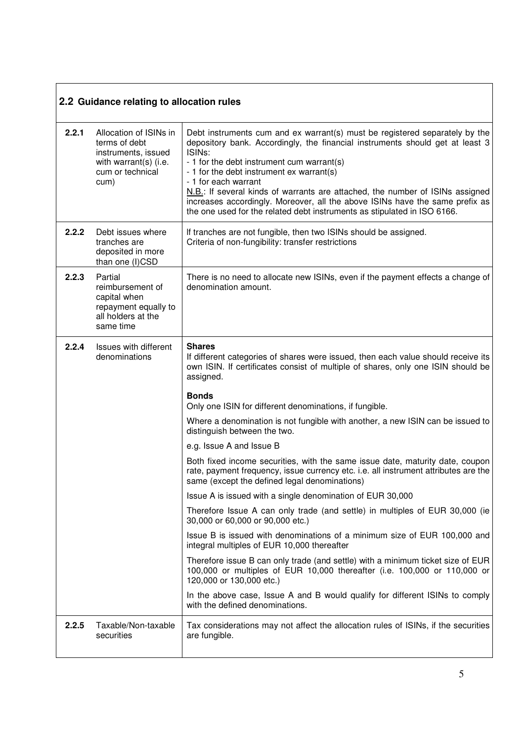## 2.2 Guidance relating to allocation rules

| | | |
|---|---|---|
| **2.2.1** | Allocation of ISINs in terms of debt instruments, issued with warrant(s) (i.e. cum or technical cum) | Debt instruments cum and ex warrant(s) must be registered separately by the depository bank. Accordingly, the financial instruments should get at least 3 ISINs:<br>- 1 for the debt instrument cum warrant(s)<br>- 1 for the debt instrument ex warrant(s)<br>- 1 for each warrant<br><u>N.B.</u>: If several kinds of warrants are attached, the number of ISINs assigned increases accordingly. Moreover, all the above ISINs have the same prefix as the one used for the related debt instruments as stipulated in ISO 6166. |
| **2.2.2** | Debt issues where tranches are deposited in more than one (I)CSD | If tranches are not fungible, then two ISINs should be assigned.<br>Criteria of non-fungibility: transfer restrictions |
| **2.2.3** | Partial reimbursement of capital when repayment equally to all holders at the same time | There is no need to allocate new ISINs, even if the payment effects a change of denomination amount. |
| **2.2.4** | Issues with different denominations | **Shares**<br>If different categories of shares were issued, then each value should receive its own ISIN. If certificates consist of multiple of shares, only one ISIN should be assigned.<br><br>**Bonds**<br>Only one ISIN for different denominations, if fungible.<br><br>Where a denomination is not fungible with another, a new ISIN can be issued to distinguish between the two.<br><br>e.g. Issue A and Issue B<br><br>Both fixed income securities, with the same issue date, maturity date, coupon rate, payment frequency, issue currency etc. i.e. all instrument attributes are the same (except the defined legal denominations)<br><br>Issue A is issued with a single denomination of EUR 30,000<br><br>Therefore Issue A can only trade (and settle) in multiples of EUR 30,000 (ie 30,000 or 60,000 or 90,000 etc.)<br><br>Issue B is issued with denominations of a minimum size of EUR 100,000 and integral multiples of EUR 10,000 thereafter<br><br>Therefore issue B can only trade (and settle) with a minimum ticket size of EUR 100,000 or multiples of EUR 10,000 thereafter (i.e. 100,000 or 110,000 or 120,000 or 130,000 etc.)<br><br>In the above case, Issue A and B would qualify for different ISINs to comply with the defined denominations. |
| **2.2.5** | Taxable/Non-taxable securities | Tax considerations may not affect the allocation rules of ISINs, if the securities are fungible. |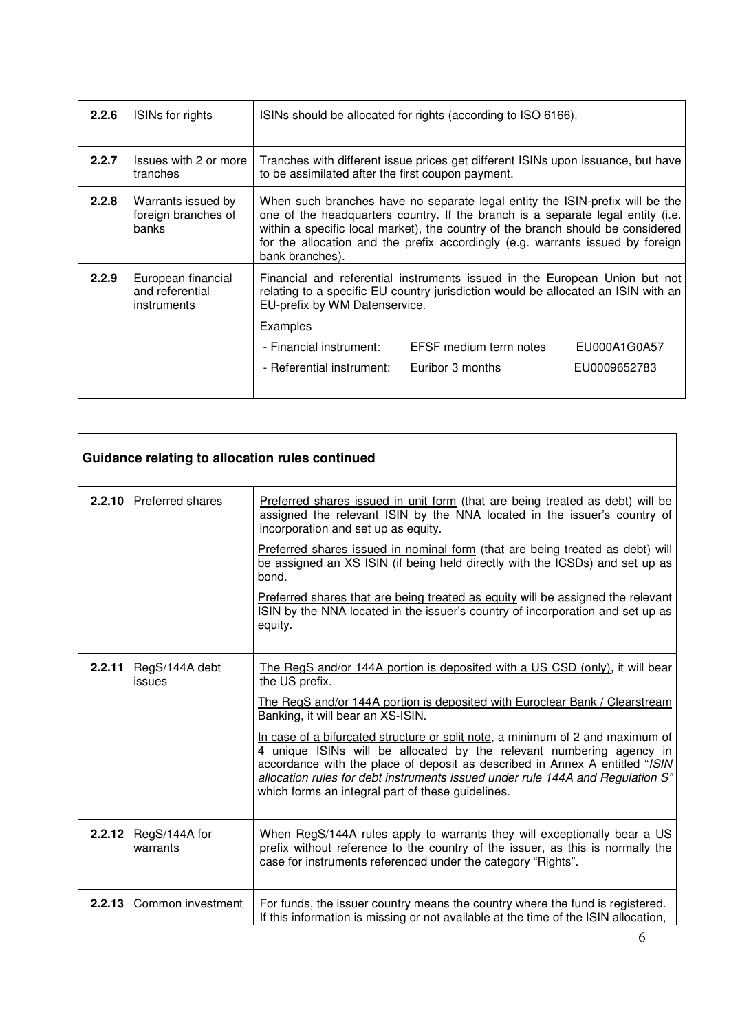| | | |
|---|---|---|
| **2.2.6** | ISINs for rights | ISINs should be allocated for rights (according to ISO 6166). |
| **2.2.7** | Issues with 2 or more tranches | Tranches with different issue prices get different ISINs upon issuance, but have to be assimilated after the first coupon payment. |
| **2.2.8** | Warrants issued by foreign branches of banks | When such branches have no separate legal entity the ISIN-prefix will be the one of the headquarters country. If the branch is a separate legal entity (i.e. within a specific local market), the country of the branch should be considered for the allocation and the prefix accordingly (e.g. warrants issued by foreign bank branches). |
| **2.2.9** | European financial and referential instruments | Financial and referential instruments issued in the European Union but not relating to a specific EU country jurisdiction would be allocated an ISIN with an EU-prefix by WM Datenservice.<br><br><u>Examples</u><br>- Financial instrument: EFSF medium term notes EU000A1G0A57<br>- Referential instrument: Euribor 3 months EU0009652783 |

| **Guidance relating to allocation rules continued** | | |
|---|---|---|
| **2.2.10** | Preferred shares | <u>Preferred shares issued in unit form</u> (that are being treated as debt) will be assigned the relevant ISIN by the NNA located in the issuer's country of incorporation and set up as equity.<br><br><u>Preferred shares issued in nominal form</u> (that are being treated as debt) will be assigned an XS ISIN (if being held directly with the ICSDs) and set up as bond.<br><br><u>Preferred shares that are being treated as equity</u> will be assigned the relevant ISIN by the NNA located in the issuer's country of incorporation and set up as equity. |
| **2.2.11** | RegS/144A debt issues | <u>The RegS and/or 144A portion is deposited with a US CSD (only)</u>, it will bear the US prefix.<br><br><u>The RegS and/or 144A portion is deposited with Euroclear Bank / Clearstream Banking</u>, it will bear an XS-ISIN.<br><br><u>In case of a bifurcated structure or split note</u>, a minimum of 2 and maximum of 4 unique ISINs will be allocated by the relevant numbering agency in accordance with the place of deposit as described in Annex A entitled "*ISIN allocation rules for debt instruments issued under rule 144A and Regulation S*" which forms an integral part of these guidelines. |
| **2.2.12** | RegS/144A for warrants | When RegS/144A rules apply to warrants they will exceptionally bear a US prefix without reference to the country of the issuer, as this is normally the case for instruments referenced under the category "Rights". |
| **2.2.13** | Common investment | For funds, the issuer country means the country where the fund is registered. If this information is missing or not available at the time of the ISIN allocation, |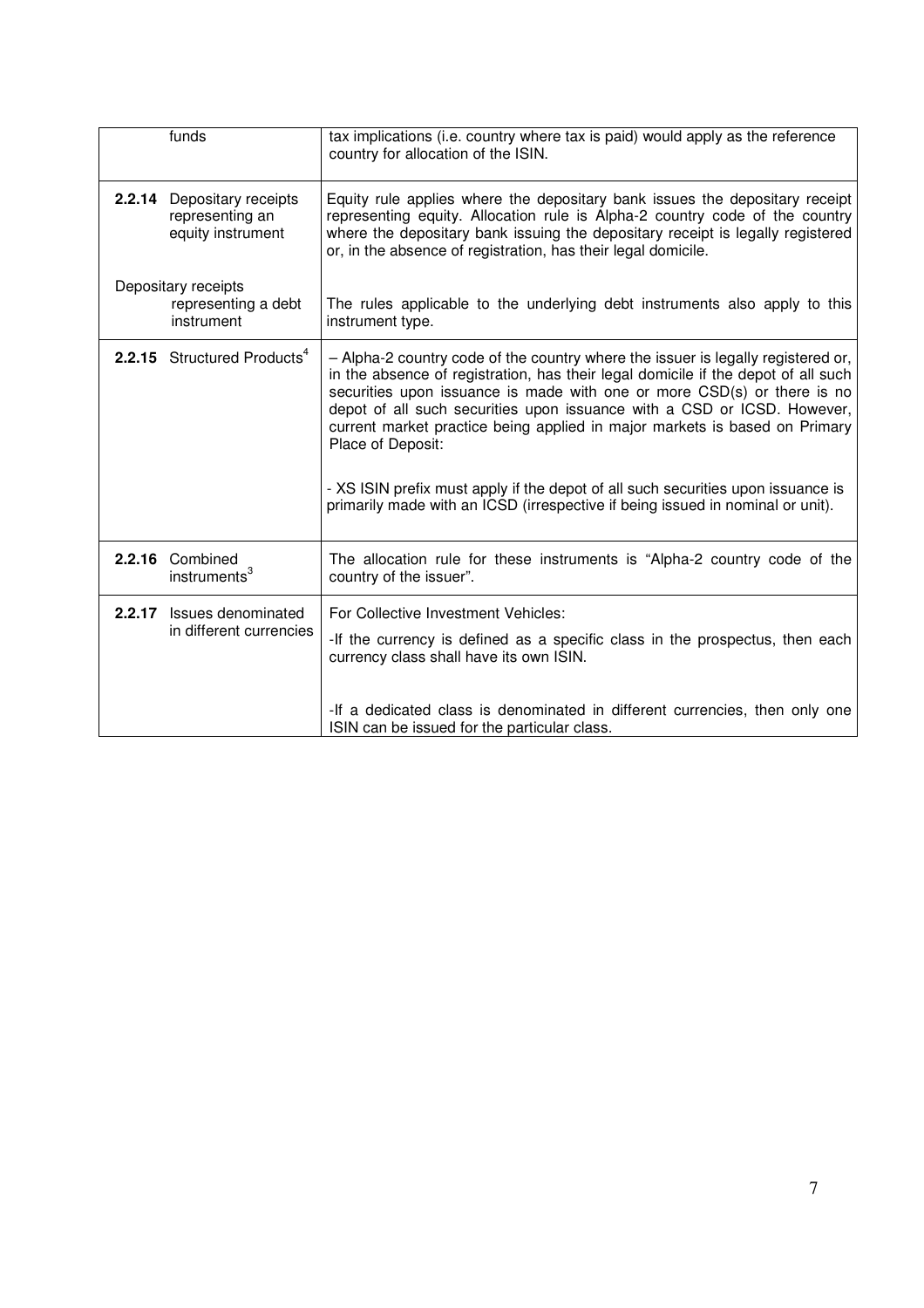| | |
|---|---|
| funds | tax implications (i.e. country where tax is paid) would apply as the reference country for allocation of the ISIN. |
| **2.2.14** Depositary receipts representing an equity instrument | Equity rule applies where the depositary bank issues the depositary receipt representing equity. Allocation rule is Alpha-2 country code of the country where the depositary bank issuing the depositary receipt is legally registered or, in the absence of registration, has their legal domicile. |
| Depositary receipts representing a debt instrument | The rules applicable to the underlying debt instruments also apply to this instrument type. |
| **2.2.15** Structured Products[4] | – Alpha-2 country code of the country where the issuer is legally registered or, in the absence of registration, has their legal domicile if the depot of all such securities upon issuance is made with one or more CSD(s) or there is no depot of all such securities upon issuance with a CSD or ICSD. However, current market practice being applied in major markets is based on Primary Place of Deposit:<br><br>- XS ISIN prefix must apply if the depot of all such securities upon issuance is primarily made with an ICSD (irrespective if being issued in nominal or unit). |
| **2.2.16** Combined instruments[3] | The allocation rule for these instruments is "Alpha-2 country code of the country of the issuer". |
| **2.2.17** Issues denominated in different currencies | For Collective Investment Vehicles:<br><br>-If the currency is defined as a specific class in the prospectus, then each currency class shall have its own ISIN.<br><br>-If a dedicated class is denominated in different currencies, then only one ISIN can be issued for the particular class. |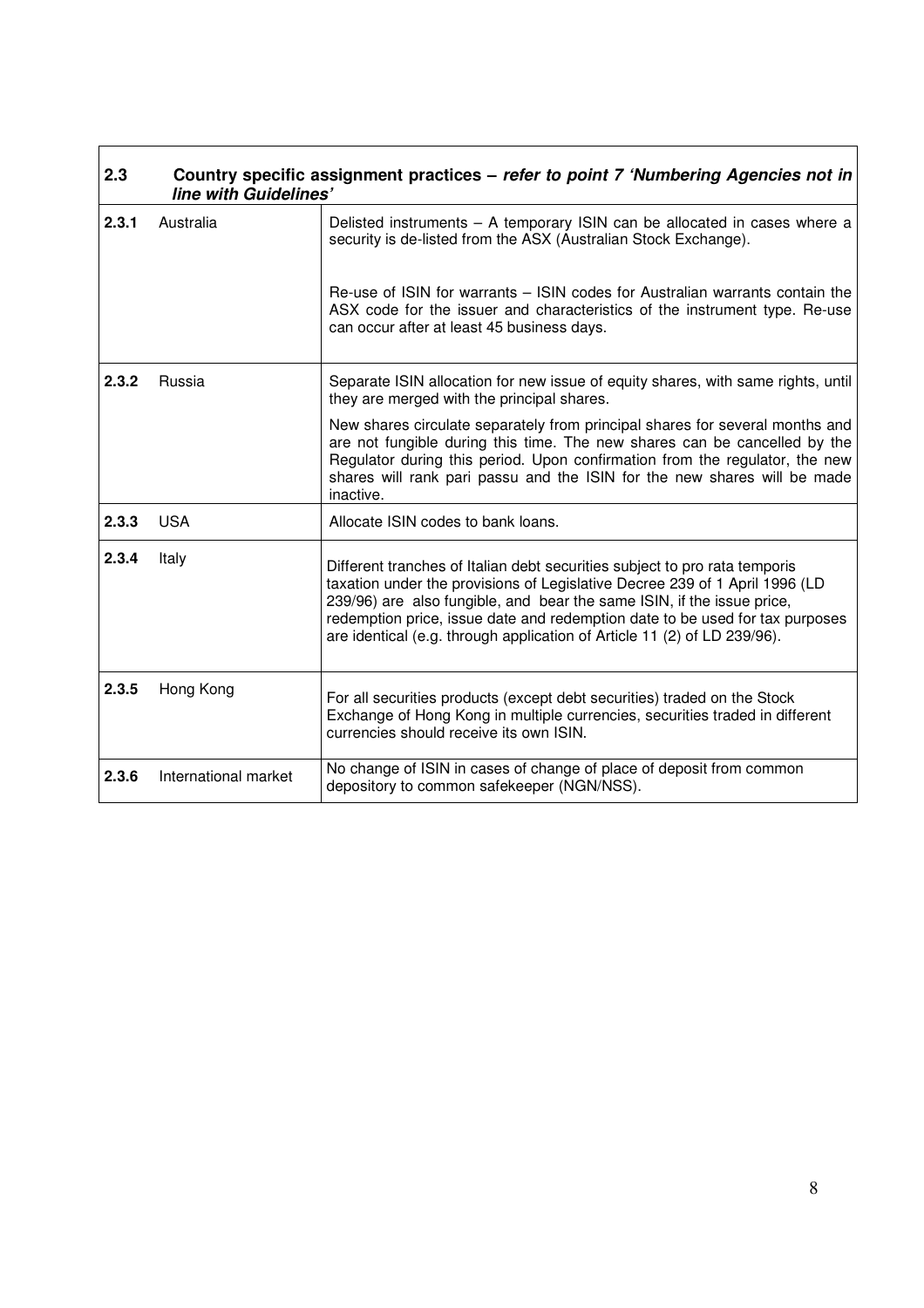| 2.3 | Country specific assignment practices – *refer to point 7 'Numbering Agencies not in line with Guidelines'* | |
|---|---|---|
| **2.3.1** | Australia | Delisted instruments – A temporary ISIN can be allocated in cases where a security is de-listed from the ASX (Australian Stock Exchange).<br><br>Re-use of ISIN for warrants – ISIN codes for Australian warrants contain the ASX code for the issuer and characteristics of the instrument type. Re-use can occur after at least 45 business days. |
| **2.3.2** | Russia | Separate ISIN allocation for new issue of equity shares, with same rights, until they are merged with the principal shares.<br><br>New shares circulate separately from principal shares for several months and are not fungible during this time. The new shares can be cancelled by the Regulator during this period. Upon confirmation from the regulator, the new shares will rank pari passu and the ISIN for the new shares will be made inactive. |
| **2.3.3** | USA | Allocate ISIN codes to bank loans. |
| **2.3.4** | Italy | Different tranches of Italian debt securities subject to pro rata temporis taxation under the provisions of Legislative Decree 239 of 1 April 1996 (LD 239/96) are also fungible, and bear the same ISIN, if the issue price, redemption price, issue date and redemption date to be used for tax purposes are identical (e.g. through application of Article 11 (2) of LD 239/96). |
| **2.3.5** | Hong Kong | For all securities products (except debt securities) traded on the Stock Exchange of Hong Kong in multiple currencies, securities traded in different currencies should receive its own ISIN. |
| **2.3.6** | International market | No change of ISIN in cases of change of place of deposit from common depository to common safekeeper (NGN/NSS). |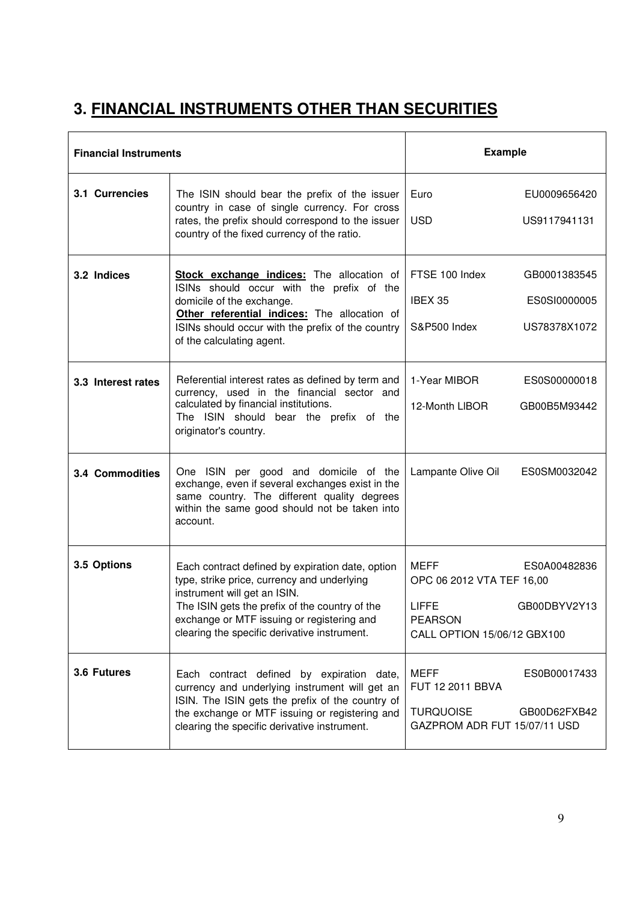# 3. FINANCIAL INSTRUMENTS OTHER THAN SECURITIES

| Financial Instruments | | Example |
|---|---|---|
| **3.1 Currencies** | The ISIN should bear the prefix of the issuer country in case of single currency. For cross rates, the prefix should correspond to the issuer country of the fixed currency of the ratio. | Euro EU0009656420<br>USD US9117941131 |
| **3.2 Indices** | **Stock exchange indices:** The allocation of ISINs should occur with the prefix of the domicile of the exchange.<br>**Other referential indices:** The allocation of ISINs should occur with the prefix of the country of the calculating agent. | FTSE 100 Index GB0001383545<br>IBEX 35 ES0SI0000005<br>S&P500 Index US78378X1072 |
| **3.3 Interest rates** | Referential interest rates as defined by term and currency, used in the financial sector and calculated by financial institutions.<br>The ISIN should bear the prefix of the originator's country. | 1-Year MIBOR ES0S00000018<br>12-Month LIBOR GB00B5M93442 |
| **3.4 Commodities** | One ISIN per good and domicile of the exchange, even if several exchanges exist in the same country. The different quality degrees within the same good should not be taken into account. | Lampante Olive Oil ES0SM0032042 |
| **3.5 Options** | Each contract defined by expiration date, option type, strike price, currency and underlying instrument will get an ISIN.<br>The ISIN gets the prefix of the country of the exchange or MTF issuing or registering and clearing the specific derivative instrument. | MEFF ES0A00482836<br>OPC 06 2012 VTA TEF 16,00<br>LIFFE GB00DBYV2Y13<br>PEARSON<br>CALL OPTION 15/06/12 GBX100 |
| **3.6 Futures** | Each contract defined by expiration date, currency and underlying instrument will get an ISIN. The ISIN gets the prefix of the country of the exchange or MTF issuing or registering and clearing the specific derivative instrument. | MEFF ES0B00017433<br>FUT 12 2011 BBVA<br>TURQUOISE GB00D62FXB42<br>GAZPROM ADR FUT 15/07/11 USD |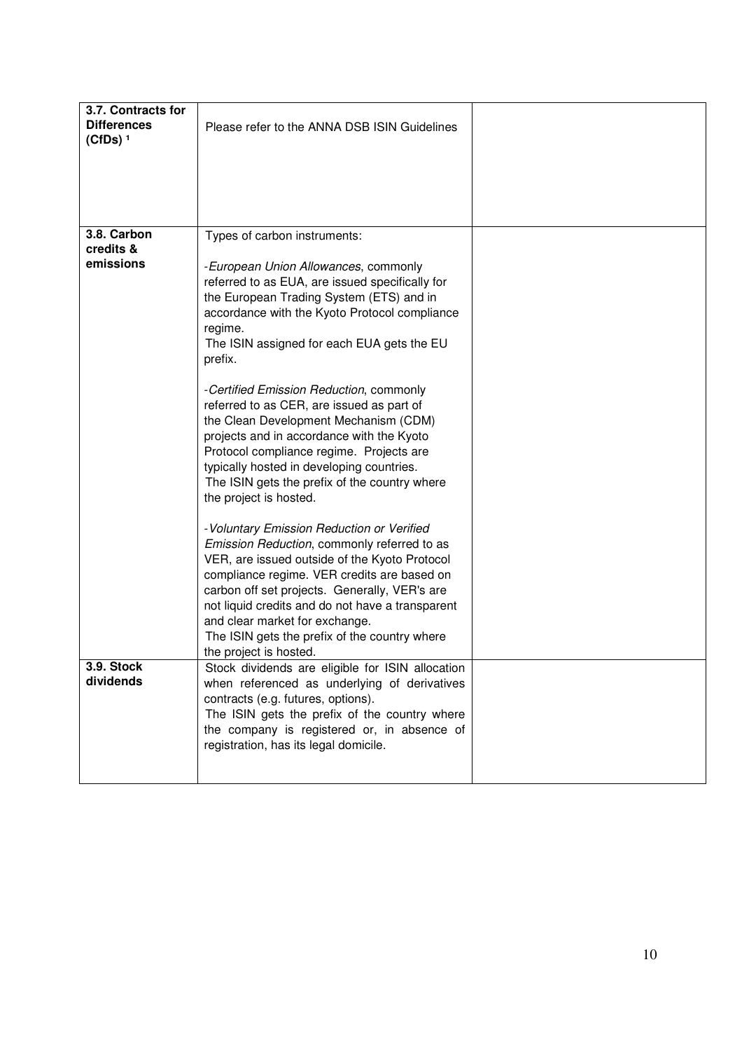| | | |
|---|---|---|
| **3.7. Contracts for Differences (CfDs)** [1] | Please refer to the ANNA DSB ISIN Guidelines | |
| **3.8. Carbon credits & emissions** | Types of carbon instruments:<br><br>-*European Union Allowances*, commonly referred to as EUA, are issued specifically for the European Trading System (ETS) and in accordance with the Kyoto Protocol compliance regime.<br>The ISIN assigned for each EUA gets the EU prefix.<br><br>-*Certified Emission Reduction*, commonly referred to as CER, are issued as part of the Clean Development Mechanism (CDM) projects and in accordance with the Kyoto Protocol compliance regime. Projects are typically hosted in developing countries.<br>The ISIN gets the prefix of the country where the project is hosted.<br><br>-*Voluntary Emission Reduction or Verified Emission Reduction*, commonly referred to as VER, are issued outside of the Kyoto Protocol compliance regime. VER credits are based on carbon off set projects. Generally, VER's are not liquid credits and do not have a transparent and clear market for exchange.<br>The ISIN gets the prefix of the country where the project is hosted. | |
| **3.9. Stock dividends** | Stock dividends are eligible for ISIN allocation when referenced as underlying of derivatives contracts (e.g. futures, options).<br>The ISIN gets the prefix of the country where the company is registered or, in absence of registration, has its legal domicile. | |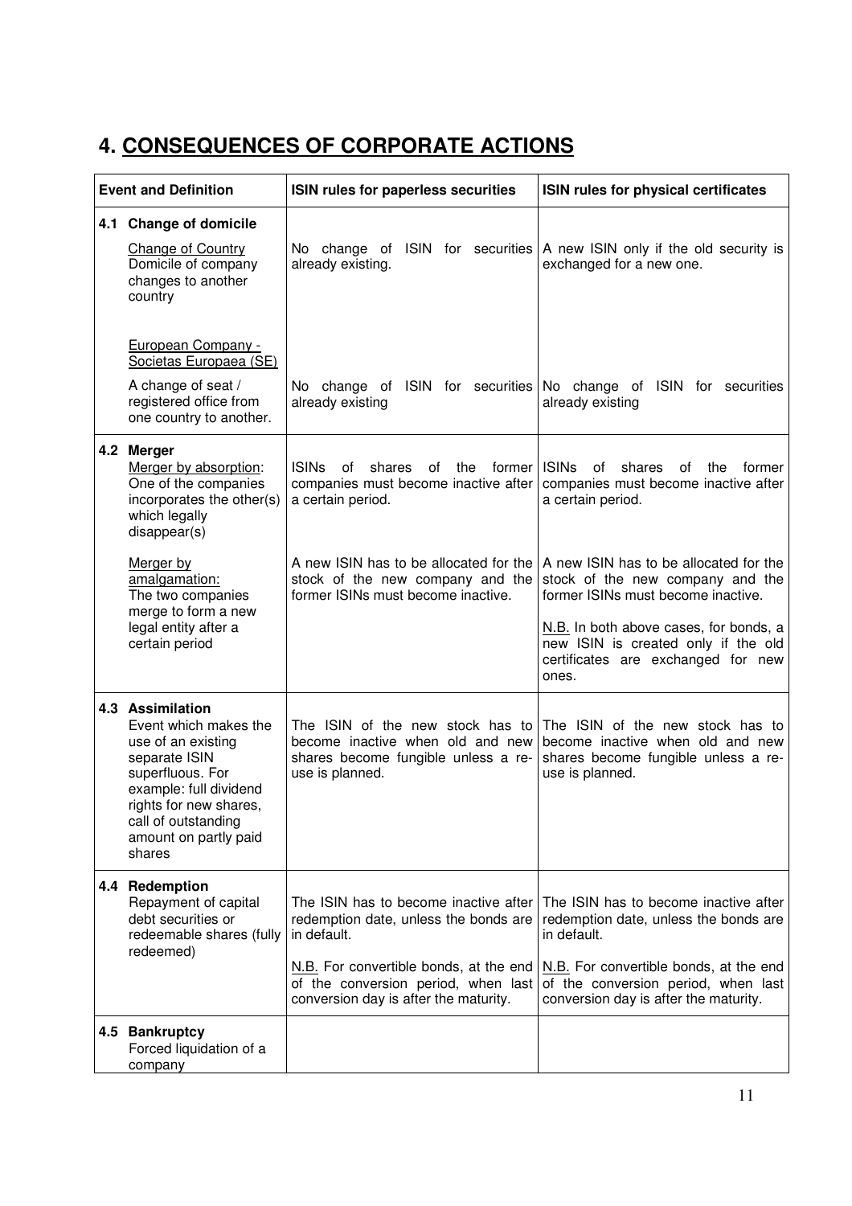# 4. CONSEQUENCES OF CORPORATE ACTIONS

| Event and Definition | ISIN rules for paperless securities | ISIN rules for physical certificates |
|---|---|---|
| **4.1 Change of domicile** | | |
| Change of Country<br>Domicile of company changes to another country | No change of ISIN for securities already existing. | A new ISIN only if the old security is exchanged for a new one. |
| European Company - Societas Europaea (SE)<br>A change of seat / registered office from one country to another. | No change of ISIN for securities already existing | No change of ISIN for securities already existing |
| **4.2 Merger** | | |
| Merger by absorption:<br>One of the companies incorporates the other(s) which legally disappear(s) | ISINs of shares of the former companies must become inactive after a certain period. | ISINs of shares of the former companies must become inactive after a certain period. |
| Merger by amalgamation:<br>The two companies merge to form a new legal entity after a certain period | A new ISIN has to be allocated for the stock of the new company and the former ISINs must become inactive. | A new ISIN has to be allocated for the stock of the new company and the former ISINs must become inactive.<br><br>N.B. In both above cases, for bonds, a new ISIN is created only if the old certificates are exchanged for new ones. |
| **4.3 Assimilation**<br>Event which makes the use of an existing separate ISIN superfluous. For example: full dividend rights for new shares, call of outstanding amount on partly paid shares | The ISIN of the new stock has to become inactive when old and new shares become fungible unless a re-use is planned. | The ISIN of the new stock has to become inactive when old and new shares become fungible unless a re-use is planned. |
| **4.4 Redemption**<br>Repayment of capital debt securities or redeemable shares (fully redeemed) | The ISIN has to become inactive after redemption date, unless the bonds are in default.<br><br>N.B. For convertible bonds, at the end of the conversion period, when last conversion day is after the maturity. | The ISIN has to become inactive after redemption date, unless the bonds are in default.<br><br>N.B. For convertible bonds, at the end of the conversion period, when last conversion day is after the maturity. |
| **4.5 Bankruptcy**<br>Forced liquidation of a company | | |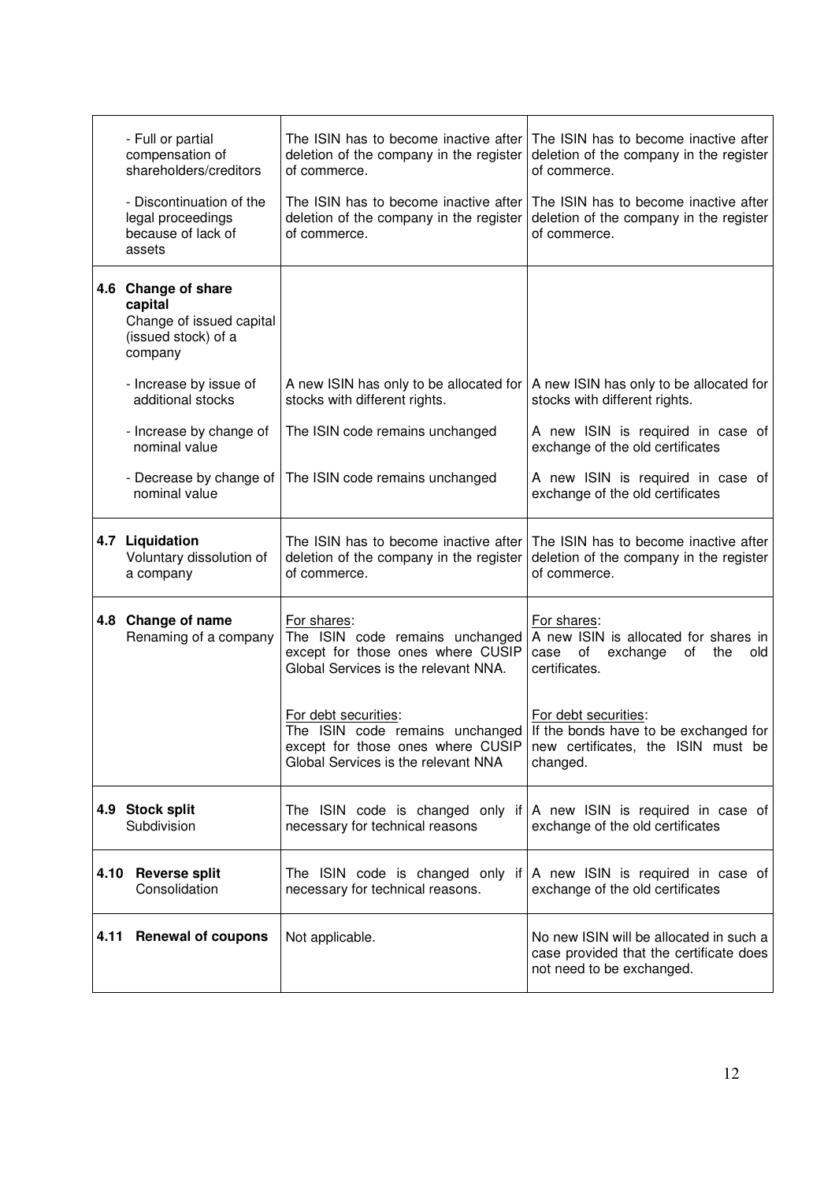| | | |
|---|---|---|
| - Full or partial compensation of shareholders/creditors | The ISIN has to become inactive after deletion of the company in the register of commerce. | The ISIN has to become inactive after deletion of the company in the register of commerce. |
| - Discontinuation of the legal proceedings because of lack of assets | The ISIN has to become inactive after deletion of the company in the register of commerce. | The ISIN has to become inactive after deletion of the company in the register of commerce. |
| **4.6 Change of share capital** Change of issued capital (issued stock) of a company | | |
| - Increase by issue of additional stocks | A new ISIN has only to be allocated for stocks with different rights. | A new ISIN has only to be allocated for stocks with different rights. |
| - Increase by change of nominal value | The ISIN code remains unchanged | A new ISIN is required in case of exchange of the old certificates |
| - Decrease by change of nominal value | The ISIN code remains unchanged | A new ISIN is required in case of exchange of the old certificates |
| **4.7 Liquidation** Voluntary dissolution of a company | The ISIN has to become inactive after deletion of the company in the register of commerce. | The ISIN has to become inactive after deletion of the company in the register of commerce. |
| **4.8 Change of name** Renaming of a company | For shares: The ISIN code remains unchanged except for those ones where CUSIP Global Services is the relevant NNA. | For shares: A new ISIN is allocated for shares in case of exchange of the old certificates. |
| | For debt securities: The ISIN code remains unchanged except for those ones where CUSIP Global Services is the relevant NNA | For debt securities: If the bonds have to be exchanged for new certificates, the ISIN must be changed. |
| **4.9 Stock split** Subdivision | The ISIN code is changed only if necessary for technical reasons | A new ISIN is required in case of exchange of the old certificates |
| **4.10 Reverse split** Consolidation | The ISIN code is changed only if necessary for technical reasons. | A new ISIN is required in case of exchange of the old certificates |
| **4.11 Renewal of coupons** | Not applicable. | No new ISIN will be allocated in such a case provided that the certificate does not need to be exchanged. |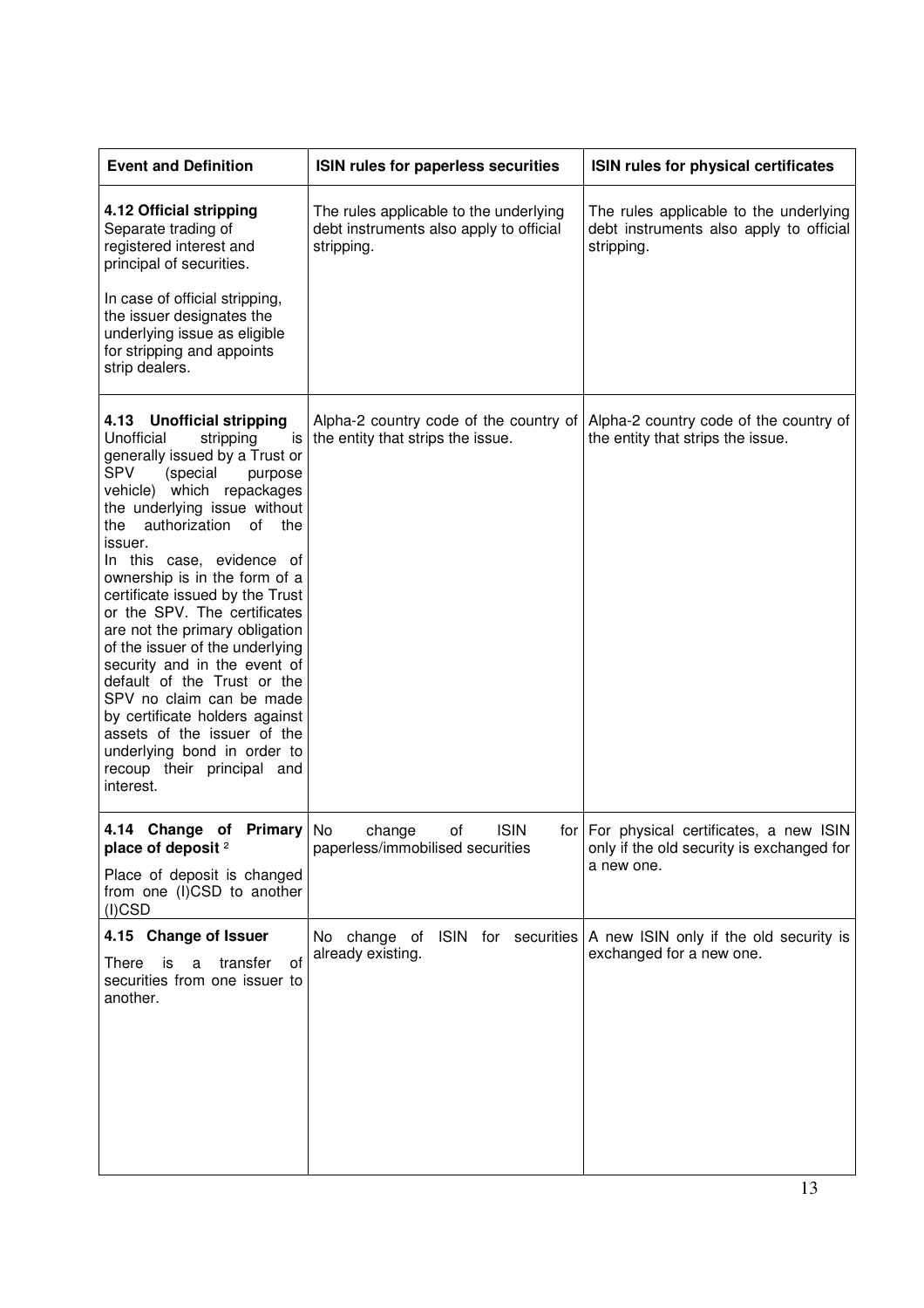| Event and Definition | ISIN rules for paperless securities | ISIN rules for physical certificates |
|---|---|---|
| **4.12 Official stripping**<br>Separate trading of registered interest and principal of securities.<br><br>In case of official stripping, the issuer designates the underlying issue as eligible for stripping and appoints strip dealers. | The rules applicable to the underlying debt instruments also apply to official stripping. | The rules applicable to the underlying debt instruments also apply to official stripping. |
| **4.13 Unofficial stripping**<br>Unofficial stripping is generally issued by a Trust or SPV (special purpose vehicle) which repackages the underlying issue without the authorization of the issuer.<br>In this case, evidence of ownership is in the form of a certificate issued by the Trust or the SPV. The certificates are not the primary obligation of the issuer of the underlying security and in the event of default of the Trust or the SPV no claim can be made by certificate holders against assets of the issuer of the underlying bond in order to recoup their principal and interest. | Alpha-2 country code of the country of the entity that strips the issue. | Alpha-2 country code of the country of the entity that strips the issue. |
| **4.14 Change of Primary place of deposit** [2]<br><br>Place of deposit is changed from one (I)CSD to another (I)CSD | No change of ISIN for paperless/immobilised securities | For physical certificates, a new ISIN only if the old security is exchanged for a new one. |
| **4.15 Change of Issuer**<br><br>There is a transfer of securities from one issuer to another. | No change of ISIN for securities already existing. | A new ISIN only if the old security is exchanged for a new one. |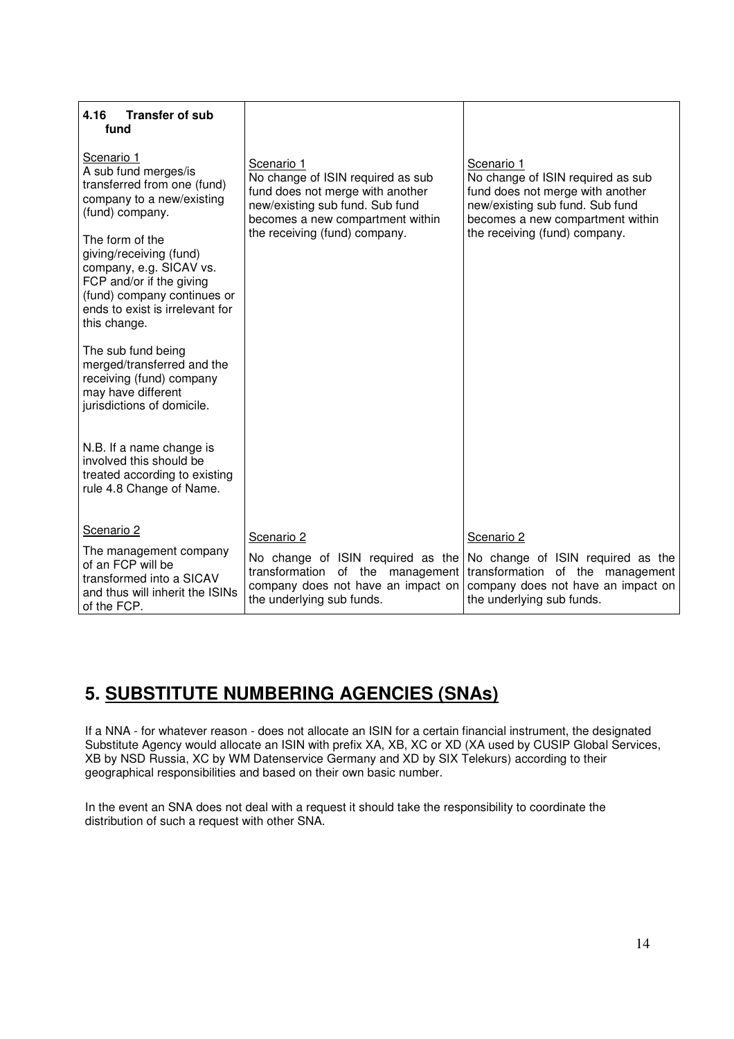| **4.16 Transfer of sub fund** | | |
|---|---|---|
| Scenario 1<br>A sub fund merges/is transferred from one (fund) company to a new/existing (fund) company.<br><br>The form of the giving/receiving (fund) company, e.g. SICAV vs. FCP and/or if the giving (fund) company continues or ends to exist is irrelevant for this change.<br><br>The sub fund being merged/transferred and the receiving (fund) company may have different jurisdictions of domicile.<br><br>N.B. If a name change is involved this should be treated according to existing rule 4.8 Change of Name. | Scenario 1<br>No change of ISIN required as sub fund does not merge with another new/existing sub fund. Sub fund becomes a new compartment within the receiving (fund) company. | Scenario 1<br>No change of ISIN required as sub fund does not merge with another new/existing sub fund. Sub fund becomes a new compartment within the receiving (fund) company. |
| Scenario 2<br>The management company of an FCP will be transformed into a SICAV and thus will inherit the ISINs of the FCP. | Scenario 2<br>No change of ISIN required as the transformation of the management company does not have an impact on the underlying sub funds. | Scenario 2<br>No change of ISIN required as the transformation of the management company does not have an impact on the underlying sub funds. |

# 5. SUBSTITUTE NUMBERING AGENCIES (SNAs)

If a NNA - for whatever reason - does not allocate an ISIN for a certain financial instrument, the designated Substitute Agency would allocate an ISIN with prefix XA, XB, XC or XD (XA used by CUSIP Global Services, XB by NSD Russia, XC by WM Datenservice Germany and XD by SIX Telekurs) according to their geographical responsibilities and based on their own basic number.

In the event an SNA does not deal with a request it should take the responsibility to coordinate the distribution of such a request with other SNA.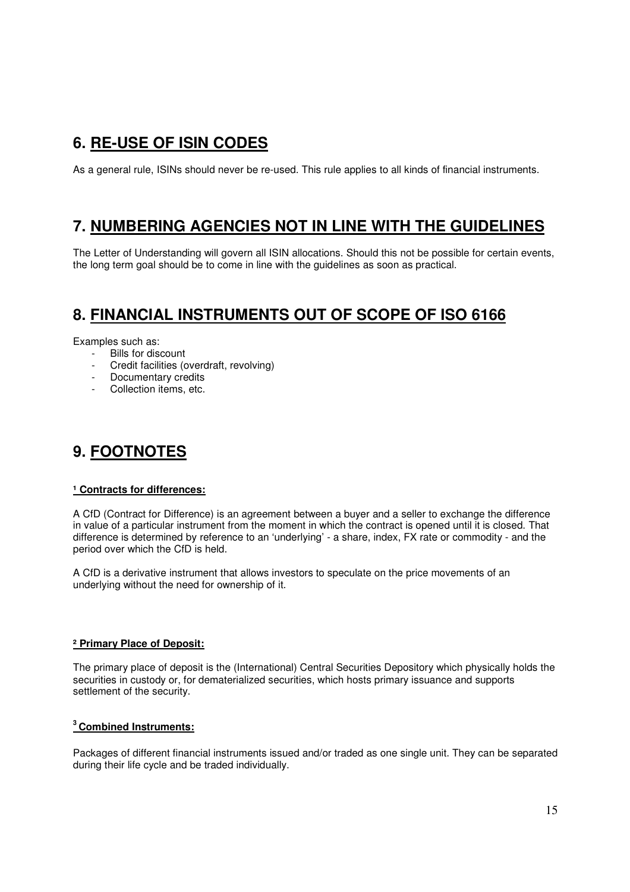## 6. RE-USE OF ISIN CODES

As a general rule, ISINs should never be re-used. This rule applies to all kinds of financial instruments.

## 7. NUMBERING AGENCIES NOT IN LINE WITH THE GUIDELINES

The Letter of Understanding will govern all ISIN allocations. Should this not be possible for certain events, the long term goal should be to come in line with the guidelines as soon as practical.

## 8. FINANCIAL INSTRUMENTS OUT OF SCOPE OF ISO 6166

Examples such as:

- Bills for discount
- Credit facilities (overdraft, revolving)
- Documentary credits
- Collection items, etc.

## 9. FOOTNOTES

**[1] Contracts for differences:**

A CfD (Contract for Difference) is an agreement between a buyer and a seller to exchange the difference in value of a particular instrument from the moment in which the contract is opened until it is closed. That difference is determined by reference to an 'underlying' - a share, index, FX rate or commodity - and the period over which the CfD is held.

A CfD is a derivative instrument that allows investors to speculate on the price movements of an underlying without the need for ownership of it.

**[2] Primary Place of Deposit:**

The primary place of deposit is the (International) Central Securities Depository which physically holds the securities in custody or, for dematerialized securities, which hosts primary issuance and supports settlement of the security.

**[3] Combined Instruments:**

Packages of different financial instruments issued and/or traded as one single unit. They can be separated during their life cycle and be traded individually.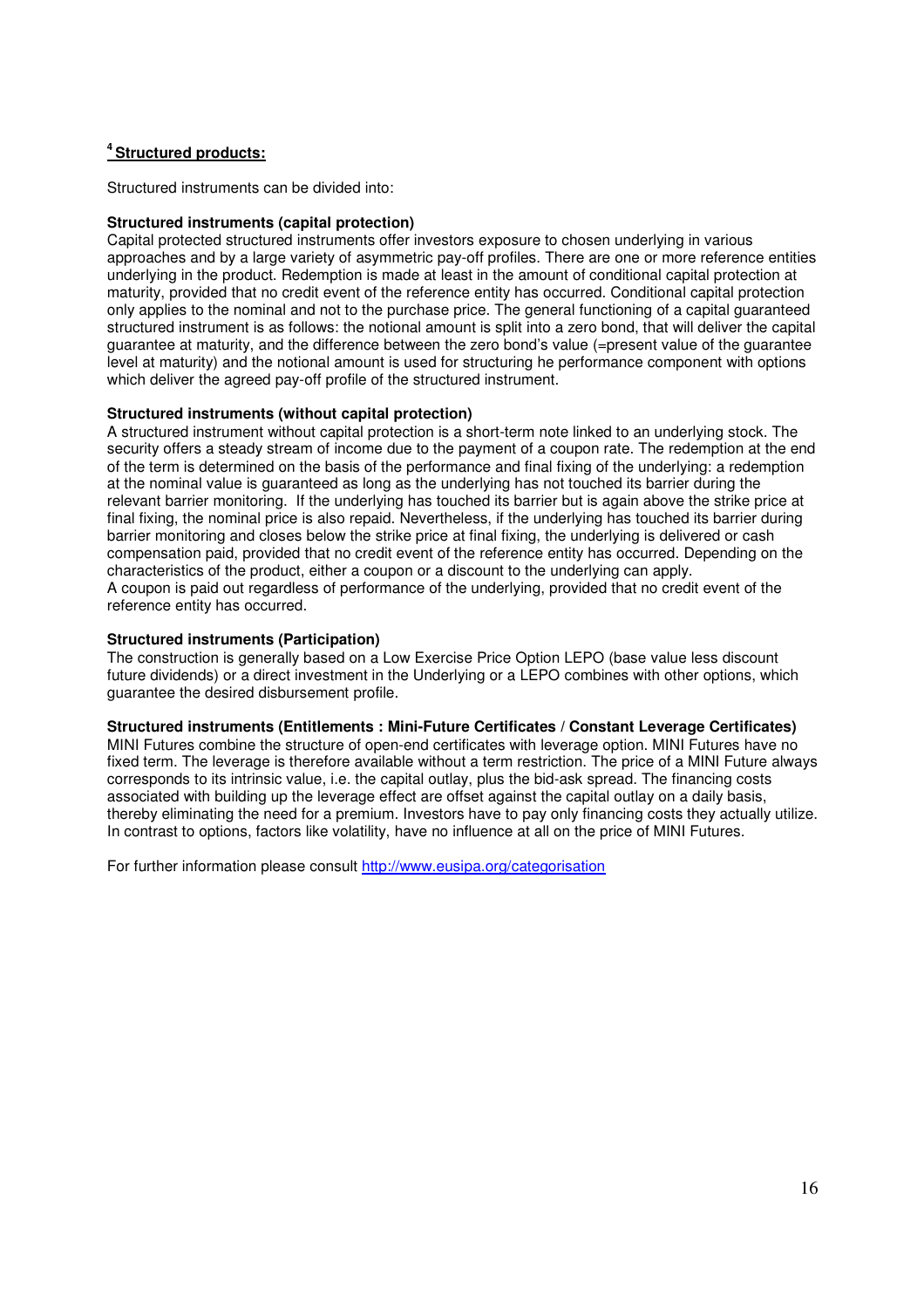## [4] Structured products:

Structured instruments can be divided into:

**Structured instruments (capital protection)**
Capital protected structured instruments offer investors exposure to chosen underlying in various approaches and by a large variety of asymmetric pay-off profiles. There are one or more reference entities underlying in the product. Redemption is made at least in the amount of conditional capital protection at maturity, provided that no credit event of the reference entity has occurred. Conditional capital protection only applies to the nominal and not to the purchase price. The general functioning of a capital guaranteed structured instrument is as follows: the notional amount is split into a zero bond, that will deliver the capital guarantee at maturity, and the difference between the zero bond's value (=present value of the guarantee level at maturity) and the notional amount is used for structuring he performance component with options which deliver the agreed pay-off profile of the structured instrument.

**Structured instruments (without capital protection)**
A structured instrument without capital protection is a short-term note linked to an underlying stock. The security offers a steady stream of income due to the payment of a coupon rate. The redemption at the end of the term is determined on the basis of the performance and final fixing of the underlying: a redemption at the nominal value is guaranteed as long as the underlying has not touched its barrier during the relevant barrier monitoring. If the underlying has touched its barrier but is again above the strike price at final fixing, the nominal price is also repaid. Nevertheless, if the underlying has touched its barrier during barrier monitoring and closes below the strike price at final fixing, the underlying is delivered or cash compensation paid, provided that no credit event of the reference entity has occurred. Depending on the characteristics of the product, either a coupon or a discount to the underlying can apply.
A coupon is paid out regardless of performance of the underlying, provided that no credit event of the reference entity has occurred.

**Structured instruments (Participation)**
The construction is generally based on a Low Exercise Price Option LEPO (base value less discount future dividends) or a direct investment in the Underlying or a LEPO combines with other options, which guarantee the desired disbursement profile.

**Structured instruments (Entitlements : Mini-Future Certificates / Constant Leverage Certificates)**
MINI Futures combine the structure of open-end certificates with leverage option. MINI Futures have no fixed term. The leverage is therefore available without a term restriction. The price of a MINI Future always corresponds to its intrinsic value, i.e. the capital outlay, plus the bid-ask spread. The financing costs associated with building up the leverage effect are offset against the capital outlay on a daily basis, thereby eliminating the need for a premium. Investors have to pay only financing costs they actually utilize. In contrast to options, factors like volatility, have no influence at all on the price of MINI Futures.

For further information please consult http://www.eusipa.org/categorisation